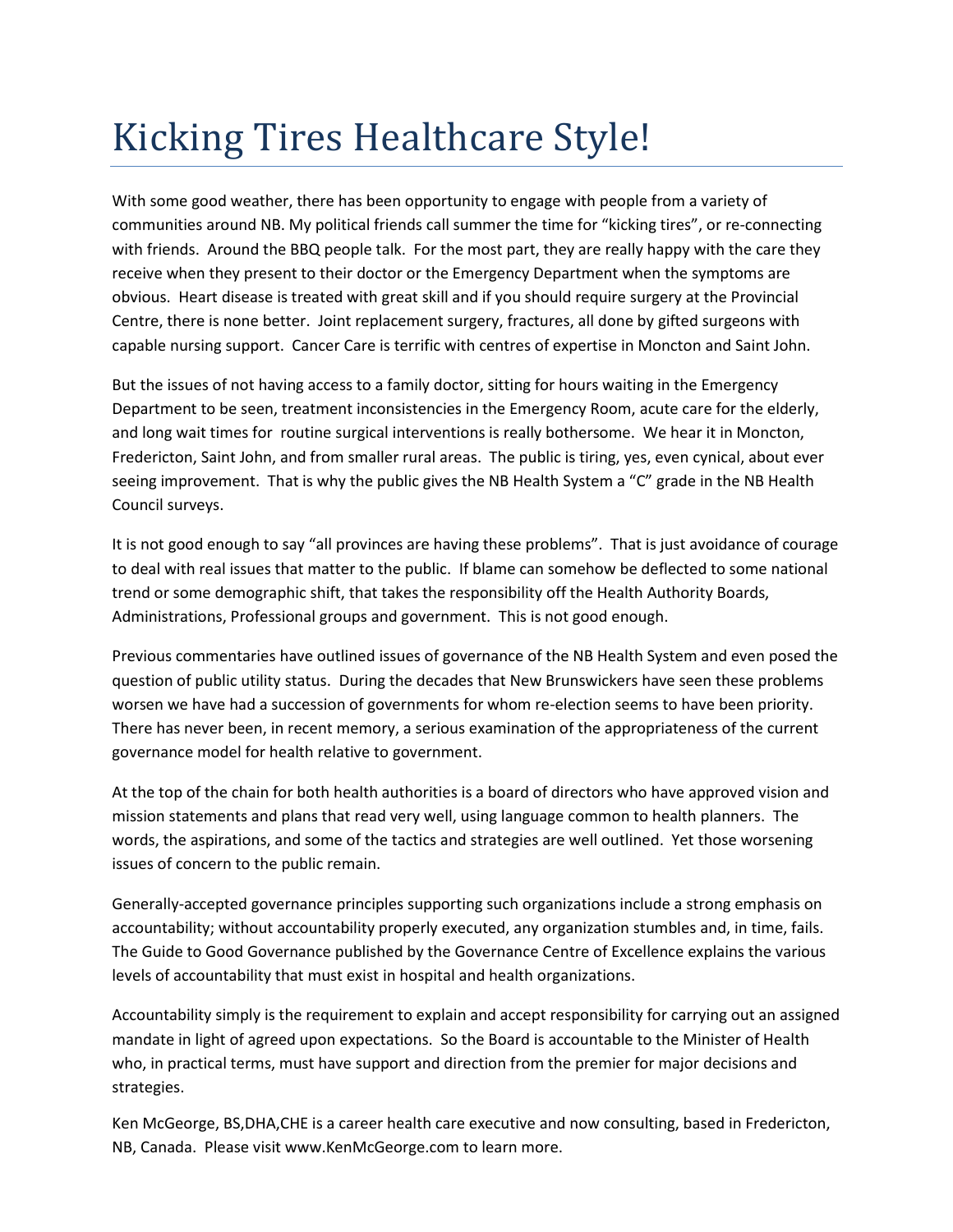# Kicking Tires Healthcare Style!

With some good weather, there has been opportunity to engage with people from a variety of communities around NB. My political friends call summer the time for "kicking tires", or re-connecting with friends. Around the BBQ people talk. For the most part, they are really happy with the care they receive when they present to their doctor or the Emergency Department when the symptoms are obvious. Heart disease is treated with great skill and if you should require surgery at the Provincial Centre, there is none better. Joint replacement surgery, fractures, all done by gifted surgeons with capable nursing support. Cancer Care is terrific with centres of expertise in Moncton and Saint John.

But the issues of not having access to a family doctor, sitting for hours waiting in the Emergency Department to be seen, treatment inconsistencies in the Emergency Room, acute care for the elderly, and long wait times for routine surgical interventions is really bothersome. We hear it in Moncton, Fredericton, Saint John, and from smaller rural areas. The public is tiring, yes, even cynical, about ever seeing improvement. That is why the public gives the NB Health System a "C" grade in the NB Health Council surveys.

It is not good enough to say "all provinces are having these problems". That is just avoidance of courage to deal with real issues that matter to the public. If blame can somehow be deflected to some national trend or some demographic shift, that takes the responsibility off the Health Authority Boards, Administrations, Professional groups and government. This is not good enough.

Previous commentaries have outlined issues of governance of the NB Health System and even posed the question of public utility status. During the decades that New Brunswickers have seen these problems worsen we have had a succession of governments for whom re-election seems to have been priority. There has never been, in recent memory, a serious examination of the appropriateness of the current governance model for health relative to government.

At the top of the chain for both health authorities is a board of directors who have approved vision and mission statements and plans that read very well, using language common to health planners. The words, the aspirations, and some of the tactics and strategies are well outlined. Yet those worsening issues of concern to the public remain.

Generally-accepted governance principles supporting such organizations include a strong emphasis on accountability; without accountability properly executed, any organization stumbles and, in time, fails. The Guide to Good Governance published by the Governance Centre of Excellence explains the various levels of accountability that must exist in hospital and health organizations.

Accountability simply is the requirement to explain and accept responsibility for carrying out an assigned mandate in light of agreed upon expectations. So the Board is accountable to the Minister of Health who, in practical terms, must have support and direction from the premier for major decisions and strategies.

Ken McGeorge, BS,DHA,CHE is a career health care executive and now consulting, based in Fredericton, NB, Canada. Please visit www.KenMcGeorge.com to learn more.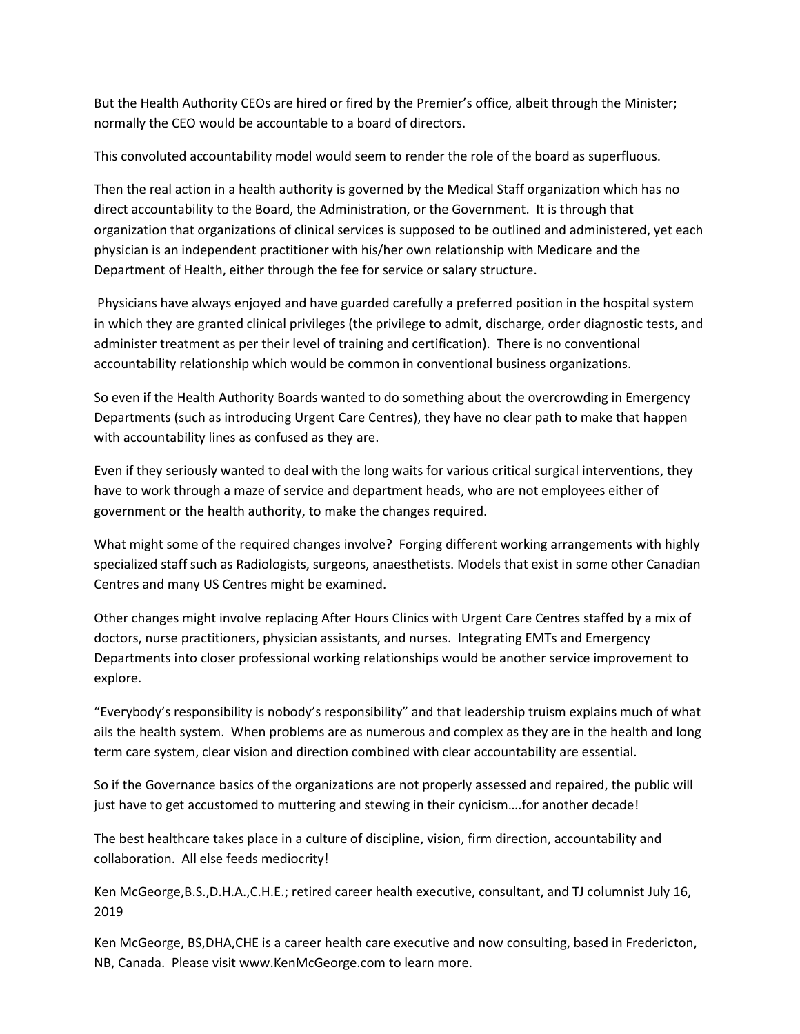But the Health Authority CEOs are hired or fired by the Premier's office, albeit through the Minister; normally the CEO would be accountable to a board of directors.

This convoluted accountability model would seem to render the role of the board as superfluous.

Then the real action in a health authority is governed by the Medical Staff organization which has no direct accountability to the Board, the Administration, or the Government. It is through that organization that organizations of clinical services is supposed to be outlined and administered, yet each physician is an independent practitioner with his/her own relationship with Medicare and the Department of Health, either through the fee for service or salary structure.

Physicians have always enjoyed and have guarded carefully a preferred position in the hospital system in which they are granted clinical privileges (the privilege to admit, discharge, order diagnostic tests, and administer treatment as per their level of training and certification). There is no conventional accountability relationship which would be common in conventional business organizations.

So even if the Health Authority Boards wanted to do something about the overcrowding in Emergency Departments (such as introducing Urgent Care Centres), they have no clear path to make that happen with accountability lines as confused as they are.

Even if they seriously wanted to deal with the long waits for various critical surgical interventions, they have to work through a maze of service and department heads, who are not employees either of government or the health authority, to make the changes required.

What might some of the required changes involve? Forging different working arrangements with highly specialized staff such as Radiologists, surgeons, anaesthetists. Models that exist in some other Canadian Centres and many US Centres might be examined.

Other changes might involve replacing After Hours Clinics with Urgent Care Centres staffed by a mix of doctors, nurse practitioners, physician assistants, and nurses. Integrating EMTs and Emergency Departments into closer professional working relationships would be another service improvement to explore.

"Everybody's responsibility is nobody's responsibility" and that leadership truism explains much of what ails the health system. When problems are as numerous and complex as they are in the health and long term care system, clear vision and direction combined with clear accountability are essential.

So if the Governance basics of the organizations are not properly assessed and repaired, the public will just have to get accustomed to muttering and stewing in their cynicism….for another decade!

The best healthcare takes place in a culture of discipline, vision, firm direction, accountability and collaboration. All else feeds mediocrity!

Ken McGeorge,B.S.,D.H.A.,C.H.E.; retired career health executive, consultant, and TJ columnist July 16, 2019

Ken McGeorge, BS,DHA,CHE is a career health care executive and now consulting, based in Fredericton, NB, Canada. Please visit www.KenMcGeorge.com to learn more.